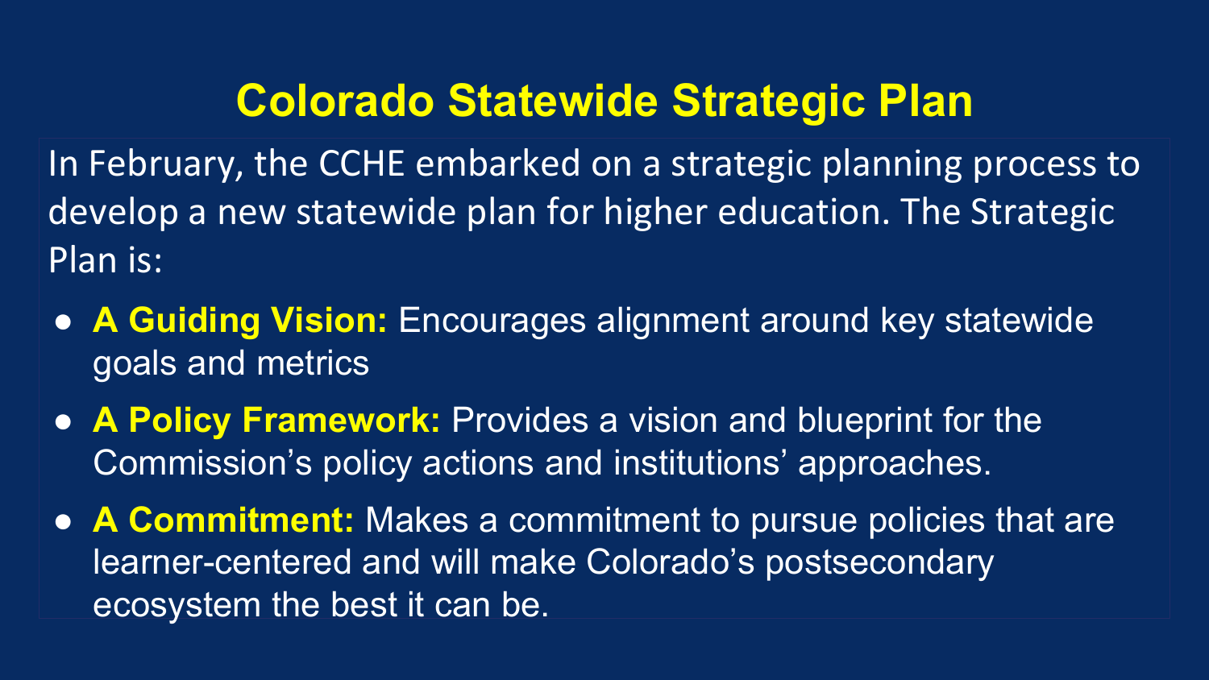# Colorado Statewide Strategic Plan

In February, the CCHE embarked on a strategic planning process to develop a new statewide plan for higher education. The Strategic Plan is:

- **A Guiding Vision:** Encourages alignment around key statewide goals and metrics
- **A Policy Framework:** Provides a vision and blueprint for the Commission's policy actions and institutions' approaches.
- **A Commitment:** Makes a commitment to pursue policies that are learner-centered and will make Colorado's postsecondary ecosystem the best it can be.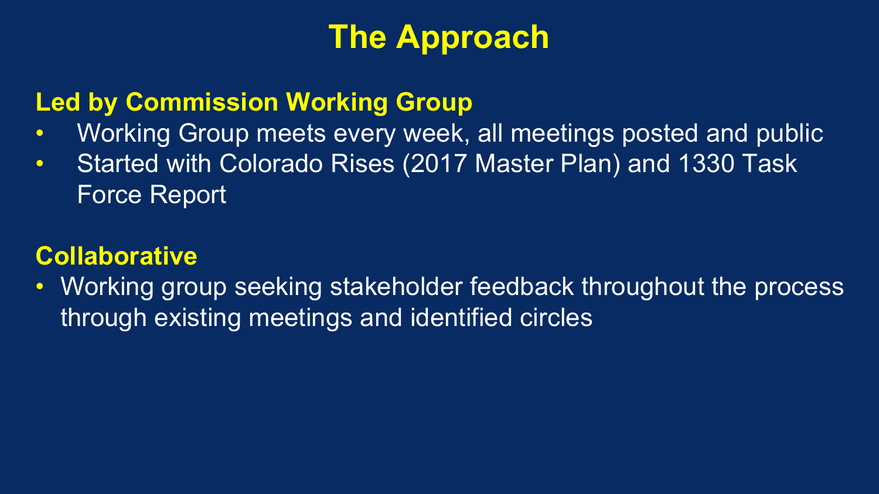# The Approach

## Led by Commission Working Group

- Working Group meets every week, all meetings posted and public
- Started with Colorado Rises (2017 Master Plan) and 1330 Task Force Report

## Collaborative

- Working group seeking stakeholder feedback throughout the process through existing meetings and identified circles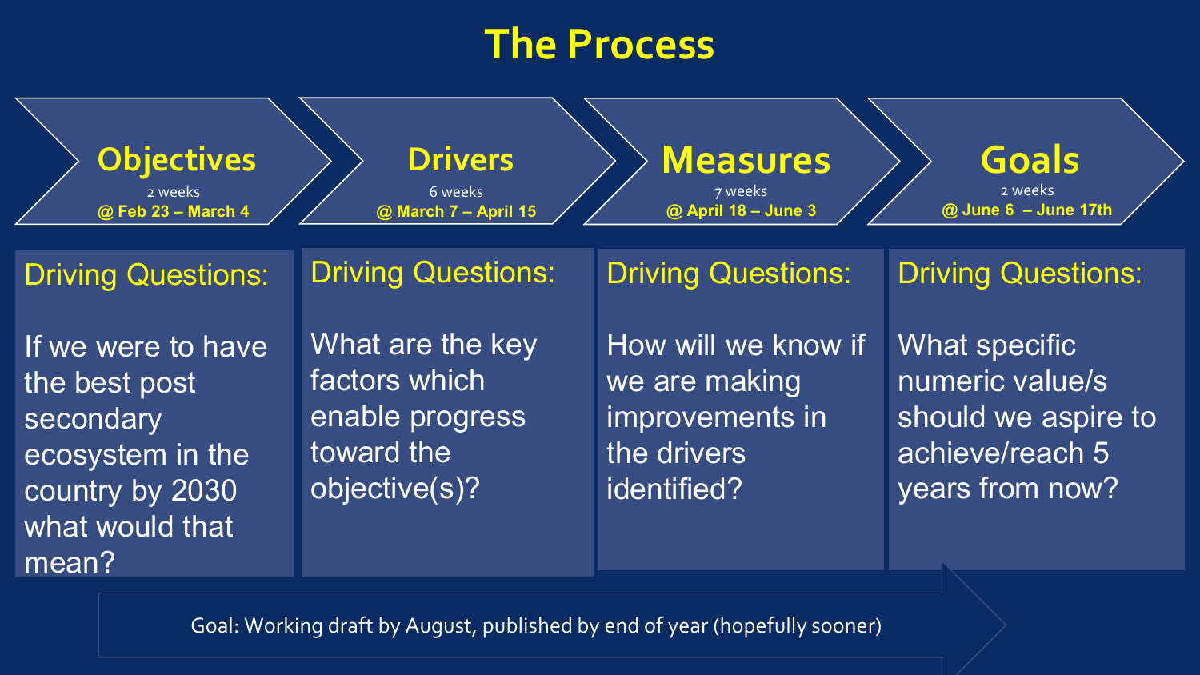# The Process

## Objectives

2 weeks

**@ Feb 23 – March 4**

**Driving Questions:**

If we were to have the best post secondary ecosystem in the country by 2030 what would that mean?

## Drivers

6 weeks

**@ March 7 – April 15**

**Driving Questions:**

What are the key factors which enable progress toward the objective(s)?

## Measures

7 weeks

**@ April 18 – June 3**

**Driving Questions:**

How will we know if we are making improvements in the drivers identified?

## Goals

2 weeks

**@ June 6 – June 17th**

**Driving Questions:**

What specific numeric value/s should we aspire to achieve/reach 5 years from now?

Goal: Working draft by August, published by end of year (hopefully sooner)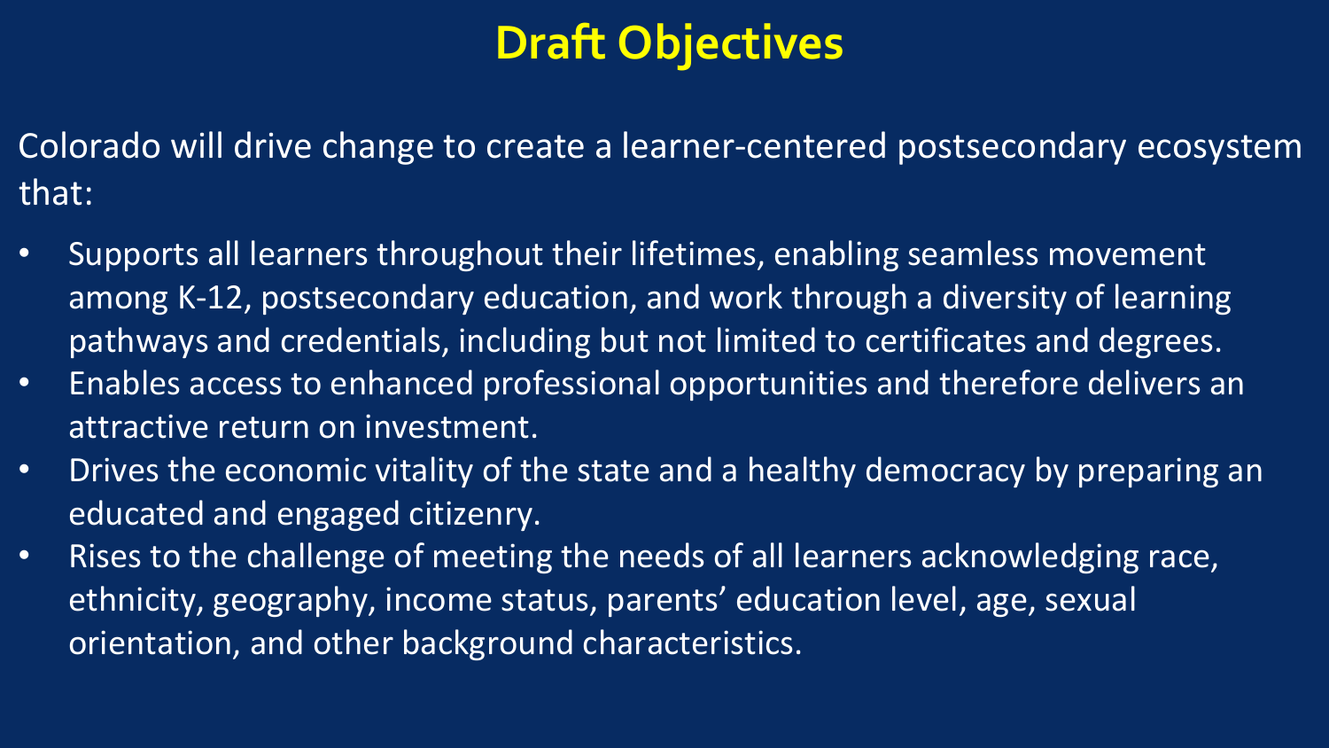# Draft Objectives

Colorado will drive change to create a learner-centered postsecondary ecosystem that:

- Supports all learners throughout their lifetimes, enabling seamless movement among K-12, postsecondary education, and work through a diversity of learning pathways and credentials, including but not limited to certificates and degrees.
- Enables access to enhanced professional opportunities and therefore delivers an attractive return on investment.
- Drives the economic vitality of the state and a healthy democracy by preparing an educated and engaged citizenry.
- Rises to the challenge of meeting the needs of all learners acknowledging race, ethnicity, geography, income status, parents' education level, age, sexual orientation, and other background characteristics.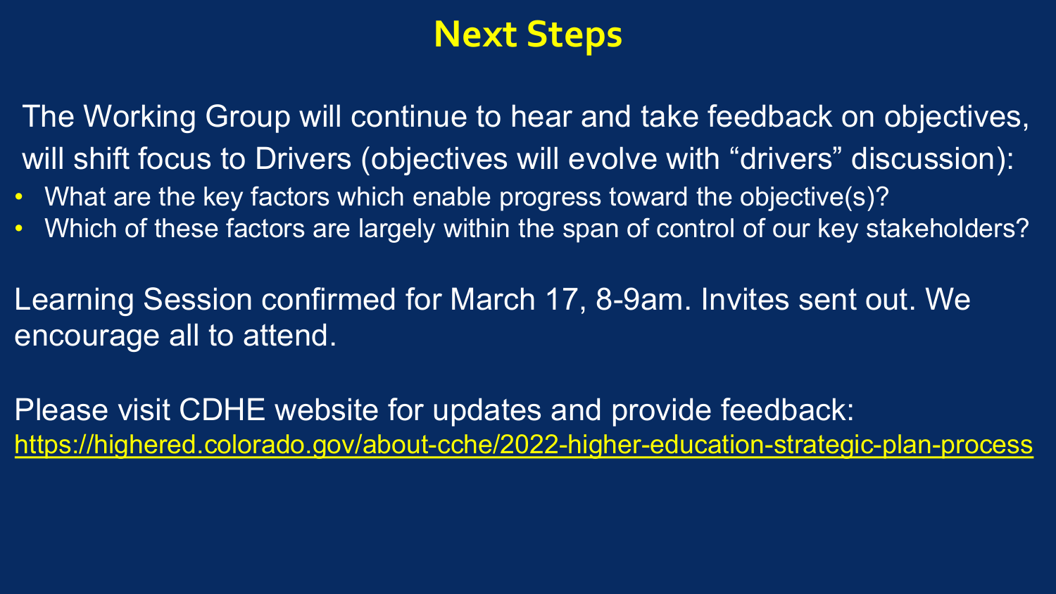# Next Steps

The Working Group will continue to hear and take feedback on objectives, will shift focus to Drivers (objectives will evolve with "drivers" discussion):

- What are the key factors which enable progress toward the objective(s)?
- Which of these factors are largely within the span of control of our key stakeholders?

Learning Session confirmed for March 17, 8-9am. Invites sent out. We encourage all to attend.

Please visit CDHE website for updates and provide feedback:
https://highered.colorado.gov/about-cche/2022-higher-education-strategic-plan-process